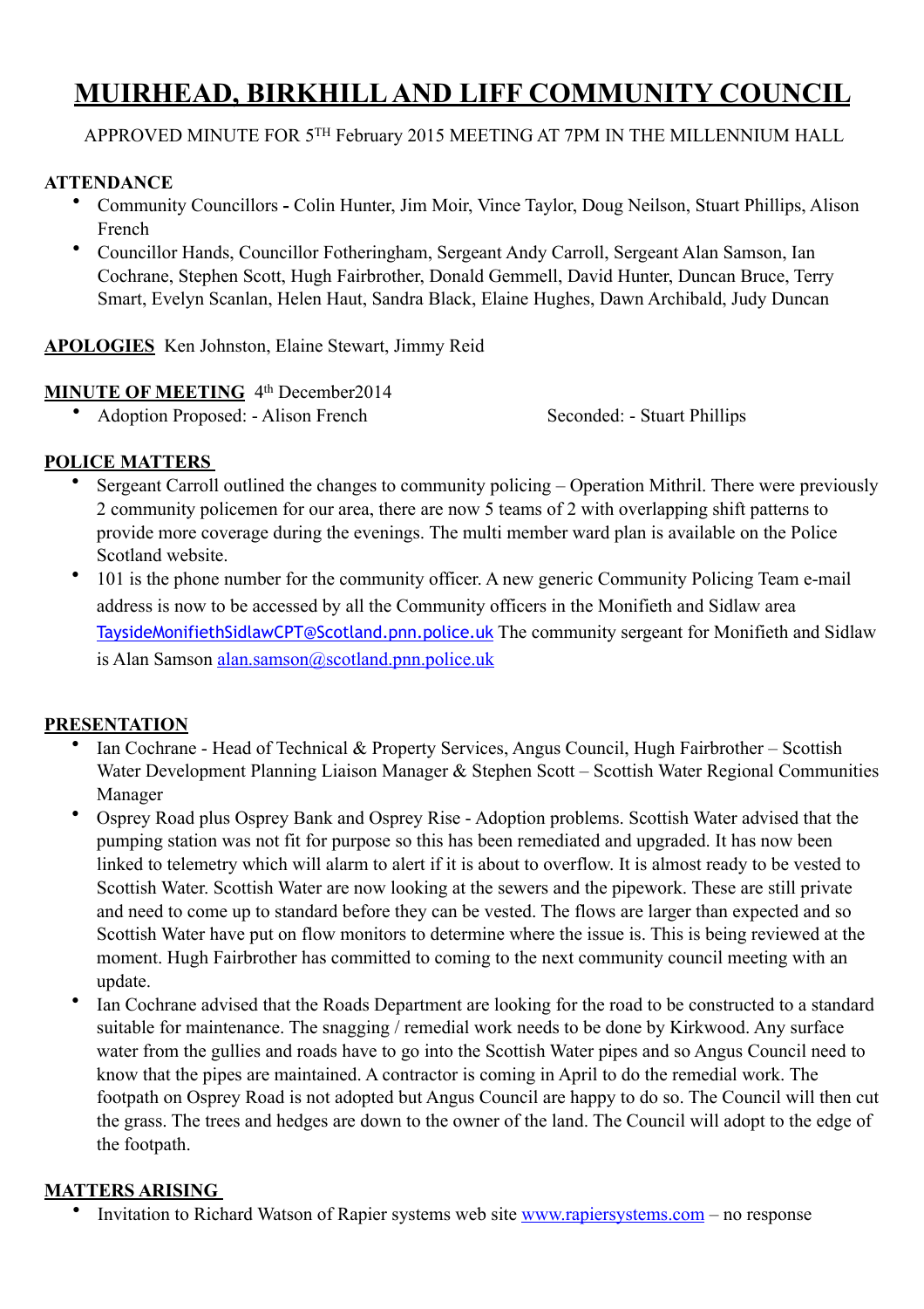# MUIRHEAD, BIRKHILL AND LIFF COMMUNITY COUNCIL

APPROVED MINUTE FOR 5TH February 2015 MEETING AT 7PM IN THE MILLENNIUM HALL

**ATTENDANCE**

- Community Councillors **-** Colin Hunter, Jim Moir, Vince Taylor, Doug Neilson, Stuart Phillips, Alison French
- Councillor Hands, Councillor Fotheringham, Sergeant Andy Carroll, Sergeant Alan Samson, Ian Cochrane, Stephen Scott, Hugh Fairbrother, Donald Gemmell, David Hunter, Duncan Bruce, Terry Smart, Evelyn Scanlan, Helen Haut, Sandra Black, Elaine Hughes, Dawn Archibald, Judy Duncan

**APOLOGIES** Ken Johnston, Elaine Stewart, Jimmy Reid

**MINUTE OF MEETING** 4th December2014

- Adoption Proposed: - Alison French Seconded: - Stuart Phillips

**POLICE MATTERS**

- Sergeant Carroll outlined the changes to community policing – Operation Mithril. There were previously 2 community policemen for our area, there are now 5 teams of 2 with overlapping shift patterns to provide more coverage during the evenings. The multi member ward plan is available on the Police Scotland website.
- 101 is the phone number for the community officer. A new generic Community Policing Team e-mail address is now to be accessed by all the Community officers in the Monifieth and Sidlaw area TaysideMonifiethSidlawCPT@Scotland.pnn.police.uk The community sergeant for Monifieth and Sidlaw is Alan Samson alan.samson@scotland.pnn.police.uk

**PRESENTATION**

- Ian Cochrane - Head of Technical & Property Services, Angus Council, Hugh Fairbrother – Scottish Water Development Planning Liaison Manager & Stephen Scott – Scottish Water Regional Communities Manager
- Osprey Road plus Osprey Bank and Osprey Rise - Adoption problems. Scottish Water advised that the pumping station was not fit for purpose so this has been remediated and upgraded. It has now been linked to telemetry which will alarm to alert if it is about to overflow. It is almost ready to be vested to Scottish Water. Scottish Water are now looking at the sewers and the pipework. These are still private and need to come up to standard before they can be vested. The flows are larger than expected and so Scottish Water have put on flow monitors to determine where the issue is. This is being reviewed at the moment. Hugh Fairbrother has committed to coming to the next community council meeting with an update.
- Ian Cochrane advised that the Roads Department are looking for the road to be constructed to a standard suitable for maintenance. The snagging / remedial work needs to be done by Kirkwood. Any surface water from the gullies and roads have to go into the Scottish Water pipes and so Angus Council need to know that the pipes are maintained. A contractor is coming in April to do the remedial work. The footpath on Osprey Road is not adopted but Angus Council are happy to do so. The Council will then cut the grass. The trees and hedges are down to the owner of the land. The Council will adopt to the edge of the footpath.

**MATTERS ARISING**

- Invitation to Richard Watson of Rapier systems web site www.rapiersystems.com – no response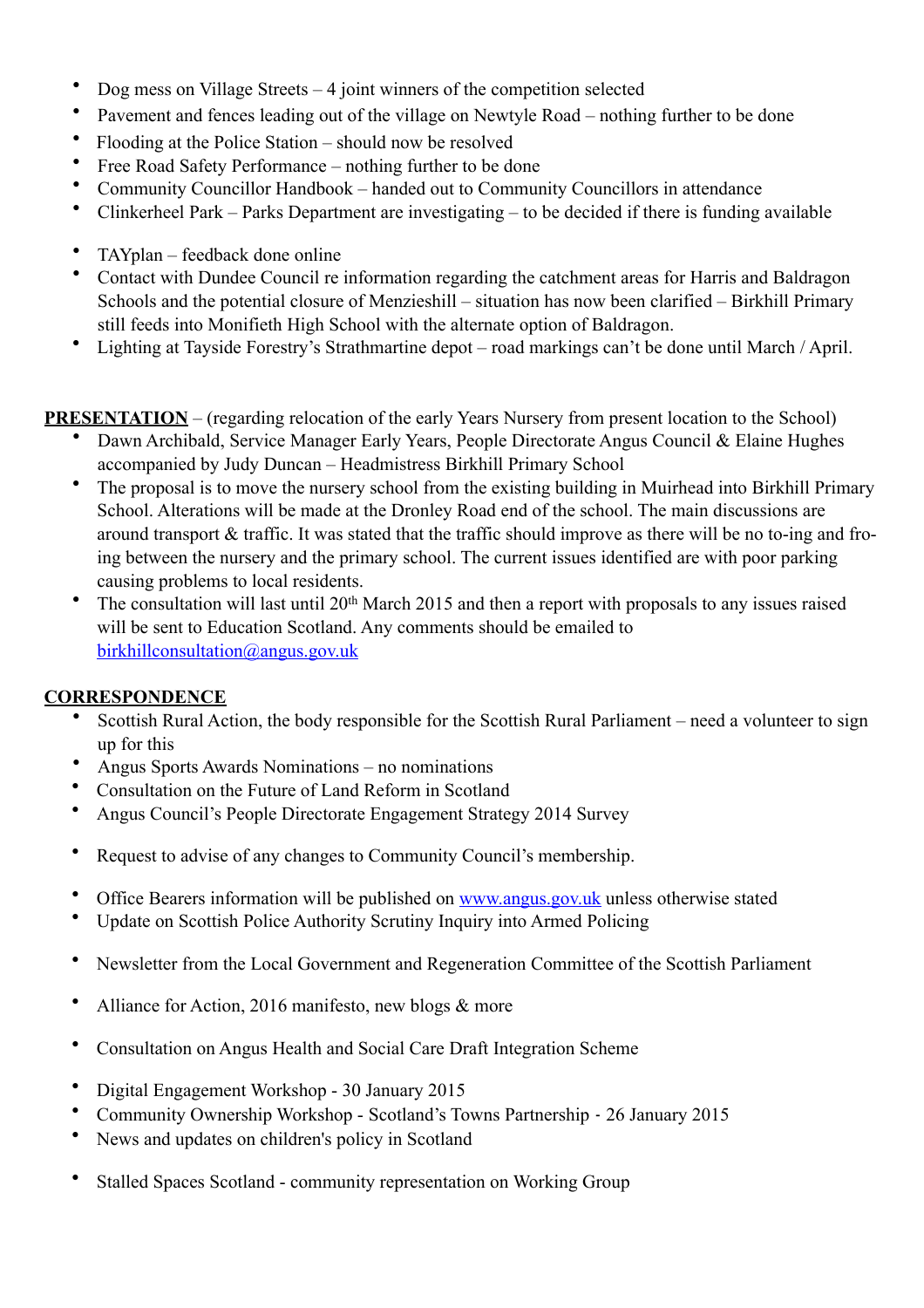- Dog mess on Village Streets – 4 joint winners of the competition selected
- Pavement and fences leading out of the village on Newtyle Road – nothing further to be done
- Flooding at the Police Station – should now be resolved
- Free Road Safety Performance – nothing further to be done
- Community Councillor Handbook – handed out to Community Councillors in attendance
- Clinkerheel Park – Parks Department are investigating – to be decided if there is funding available
- TAYplan – feedback done online
- Contact with Dundee Council re information regarding the catchment areas for Harris and Baldragon Schools and the potential closure of Menzieshill – situation has now been clarified – Birkhill Primary still feeds into Monifieth High School with the alternate option of Baldragon.
- Lighting at Tayside Forestry's Strathmartine depot – road markings can't be done until March / April.

**PRESENTATION** – (regarding relocation of the early Years Nursery from present location to the School)

- Dawn Archibald, Service Manager Early Years, People Directorate Angus Council & Elaine Hughes accompanied by Judy Duncan – Headmistress Birkhill Primary School
- The proposal is to move the nursery school from the existing building in Muirhead into Birkhill Primary School. Alterations will be made at the Dronley Road end of the school. The main discussions are around transport & traffic. It was stated that the traffic should improve as there will be no to-ing and fro-ing between the nursery and the primary school. The current issues identified are with poor parking causing problems to local residents.
- The consultation will last until 20th March 2015 and then a report with proposals to any issues raised will be sent to Education Scotland. Any comments should be emailed to birkhillconsultation@angus.gov.uk

**CORRESPONDENCE**

- Scottish Rural Action, the body responsible for the Scottish Rural Parliament – need a volunteer to sign up for this
- Angus Sports Awards Nominations – no nominations
- Consultation on the Future of Land Reform in Scotland
- Angus Council's People Directorate Engagement Strategy 2014 Survey
- Request to advise of any changes to Community Council's membership.
- Office Bearers information will be published on www.angus.gov.uk unless otherwise stated
- Update on Scottish Police Authority Scrutiny Inquiry into Armed Policing
- Newsletter from the Local Government and Regeneration Committee of the Scottish Parliament
- Alliance for Action, 2016 manifesto, new blogs & more
- Consultation on Angus Health and Social Care Draft Integration Scheme
- Digital Engagement Workshop - 30 January 2015
- Community Ownership Workshop - Scotland's Towns Partnership - 26 January 2015
- News and updates on children's policy in Scotland
- Stalled Spaces Scotland - community representation on Working Group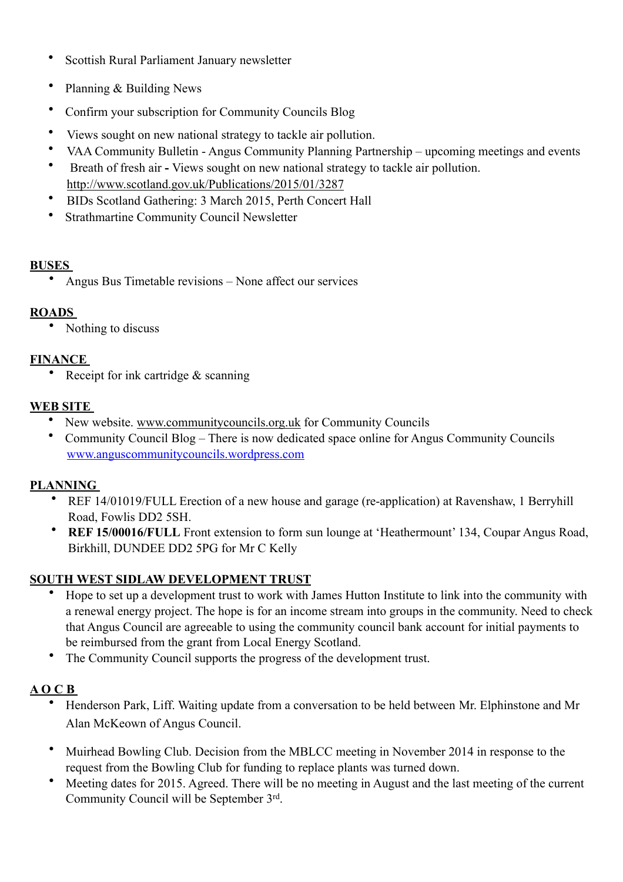- Scottish Rural Parliament January newsletter
- Planning & Building News
- Confirm your subscription for Community Councils Blog
- Views sought on new national strategy to tackle air pollution.
- VAA Community Bulletin - Angus Community Planning Partnership – upcoming meetings and events
- Breath of fresh air **-** Views sought on new national strategy to tackle air pollution. http://www.scotland.gov.uk/Publications/2015/01/3287
- BIDs Scotland Gathering: 3 March 2015, Perth Concert Hall
- Strathmartine Community Council Newsletter

**BUSES**

- Angus Bus Timetable revisions – None affect our services

**ROADS**

- Nothing to discuss

**FINANCE**

- Receipt for ink cartridge & scanning

**WEB SITE**

- New website. www.communitycouncils.org.uk for Community Councils
- Community Council Blog – There is now dedicated space online for Angus Community Councils www.anguscommunitycouncils.wordpress.com

**PLANNING**

- REF 14/01019/FULL Erection of a new house and garage (re-application) at Ravenshaw, 1 Berryhill Road, Fowlis DD2 5SH.
- **REF 15/00016/FULL** Front extension to form sun lounge at 'Heathermount' 134, Coupar Angus Road, Birkhill, DUNDEE DD2 5PG for Mr C Kelly

**SOUTH WEST SIDLAW DEVELOPMENT TRUST**

- Hope to set up a development trust to work with James Hutton Institute to link into the community with a renewal energy project. The hope is for an income stream into groups in the community. Need to check that Angus Council are agreeable to using the community council bank account for initial payments to be reimbursed from the grant from Local Energy Scotland.
- The Community Council supports the progress of the development trust.

**A O C B**

- Henderson Park, Liff. Waiting update from a conversation to be held between Mr. Elphinstone and Mr Alan McKeown of Angus Council.
- Muirhead Bowling Club. Decision from the MBLCC meeting in November 2014 in response to the request from the Bowling Club for funding to replace plants was turned down.
- Meeting dates for 2015. Agreed. There will be no meeting in August and the last meeting of the current Community Council will be September 3rd.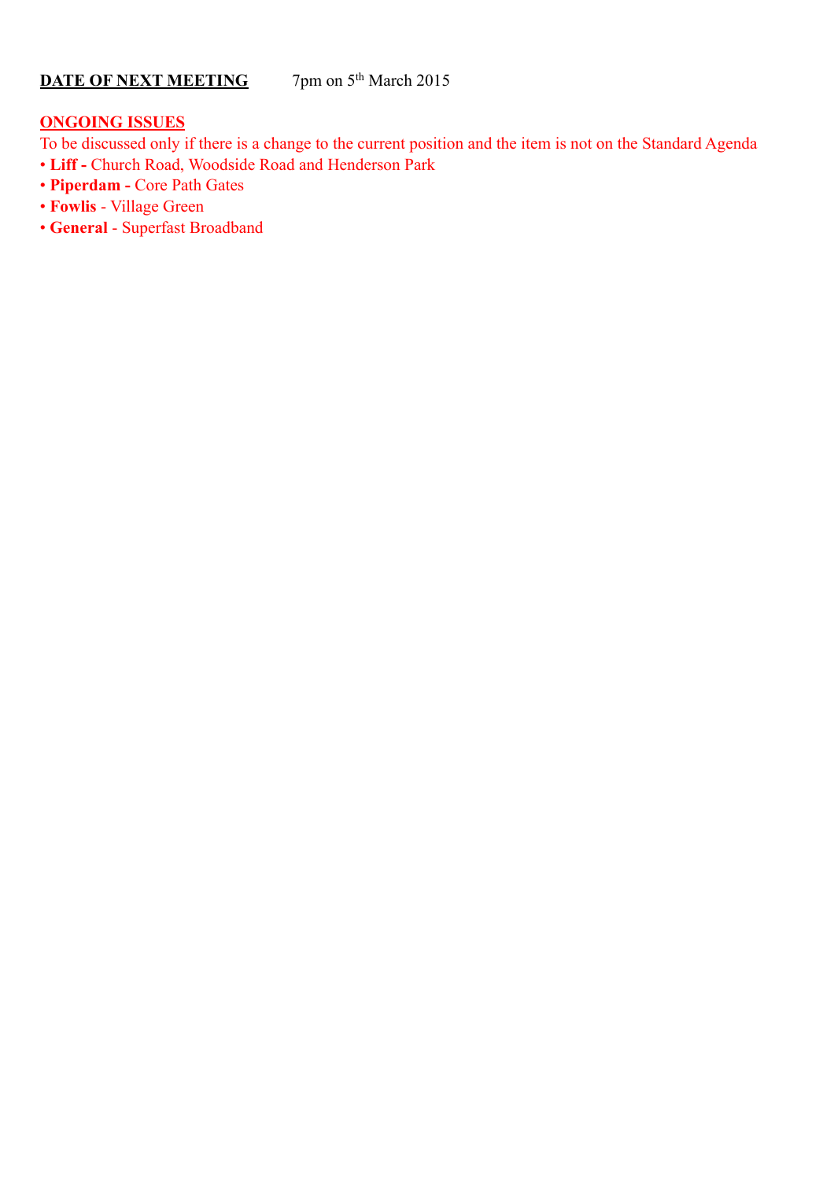**DATE OF NEXT MEETING** 7pm on 5th March 2015

**ONGOING ISSUES**

To be discussed only if there is a change to the current position and the item is not on the Standard Agenda

- **Liff -** Church Road, Woodside Road and Henderson Park
- **Piperdam -** Core Path Gates
- **Fowlis** - Village Green
- **General** - Superfast Broadband